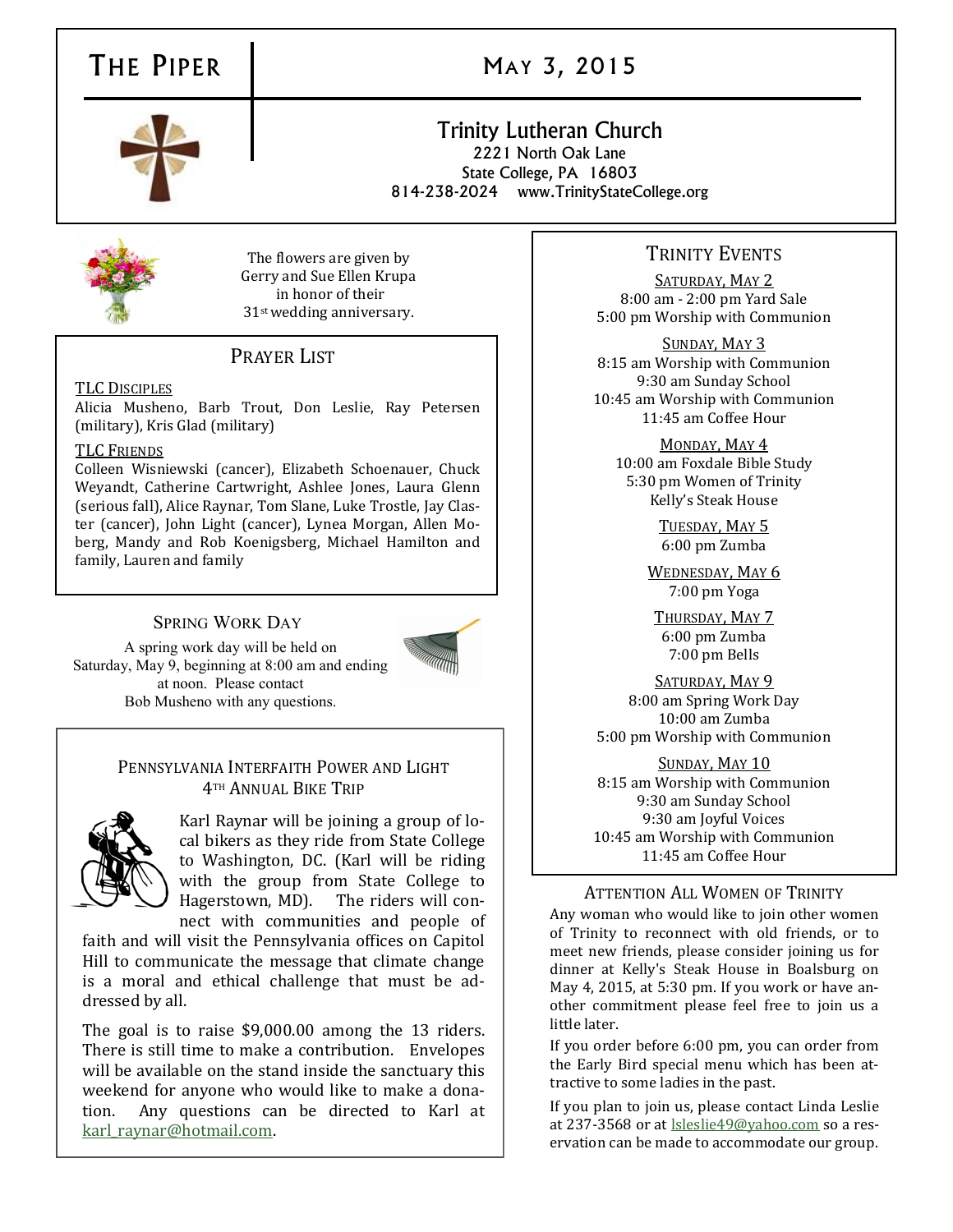# The Piper

## May 3, 2015

**Trinity Lutheran Church**
2221 North Oak Lane
State College, PA 16803
814-238-2024 www.TrinityStateCollege.org

The flowers are given by Gerry and Sue Ellen Krupa in honor of their 31st wedding anniversary.

## Prayer List

**TLC Disciples**
Alicia Musheno, Barb Trout, Don Leslie, Ray Petersen (military), Kris Glad (military)

**TLC Friends**
Colleen Wisniewski (cancer), Elizabeth Schoenauer, Chuck Weyandt, Catherine Cartwright, Ashlee Jones, Laura Glenn (serious fall), Alice Raynar, Tom Slane, Luke Trostle, Jay Claster (cancer), John Light (cancer), Lynea Morgan, Allen Moberg, Mandy and Rob Koenigsberg, Michael Hamilton and family, Lauren and family

## Spring Work Day

A spring work day will be held on Saturday, May 9, beginning at 8:00 am and ending at noon. Please contact Bob Musheno with any questions.

## Pennsylvania Interfaith Power and Light 4th Annual Bike Trip

Karl Raynar will be joining a group of local bikers as they ride from State College to Washington, DC. (Karl will be riding with the group from State College to Hagerstown, MD). The riders will connect with communities and people of faith and will visit the Pennsylvania offices on Capitol Hill to communicate the message that climate change is a moral and ethical challenge that must be addressed by all.

The goal is to raise $9,000.00 among the 13 riders. There is still time to make a contribution. Envelopes will be available on the stand inside the sanctuary this weekend for anyone who would like to make a donation. Any questions can be directed to Karl at karl_raynar@hotmail.com.

## Trinity Events

**Saturday, May 2**
8:00 am - 2:00 pm Yard Sale
5:00 pm Worship with Communion

**Sunday, May 3**
8:15 am Worship with Communion
9:30 am Sunday School
10:45 am Worship with Communion
11:45 am Coffee Hour

**Monday, May 4**
10:00 am Foxdale Bible Study
5:30 pm Women of Trinity
Kelly's Steak House

**Tuesday, May 5**
6:00 pm Zumba

**Wednesday, May 6**
7:00 pm Yoga

**Thursday, May 7**
6:00 pm Zumba
7:00 pm Bells

**Saturday, May 9**
8:00 am Spring Work Day
10:00 am Zumba
5:00 pm Worship with Communion

**Sunday, May 10**
8:15 am Worship with Communion
9:30 am Sunday School
9:30 am Joyful Voices
10:45 am Worship with Communion
11:45 am Coffee Hour

## Attention All Women of Trinity

Any woman who would like to join other women of Trinity to reconnect with old friends, or to meet new friends, please consider joining us for dinner at Kelly's Steak House in Boalsburg on May 4, 2015, at 5:30 pm. If you work or have another commitment please feel free to join us a little later.

If you order before 6:00 pm, you can order from the Early Bird special menu which has been attractive to some ladies in the past.

If you plan to join us, please contact Linda Leslie at 237-3568 or at lsleslie49@yahoo.com so a reservation can be made to accommodate our group.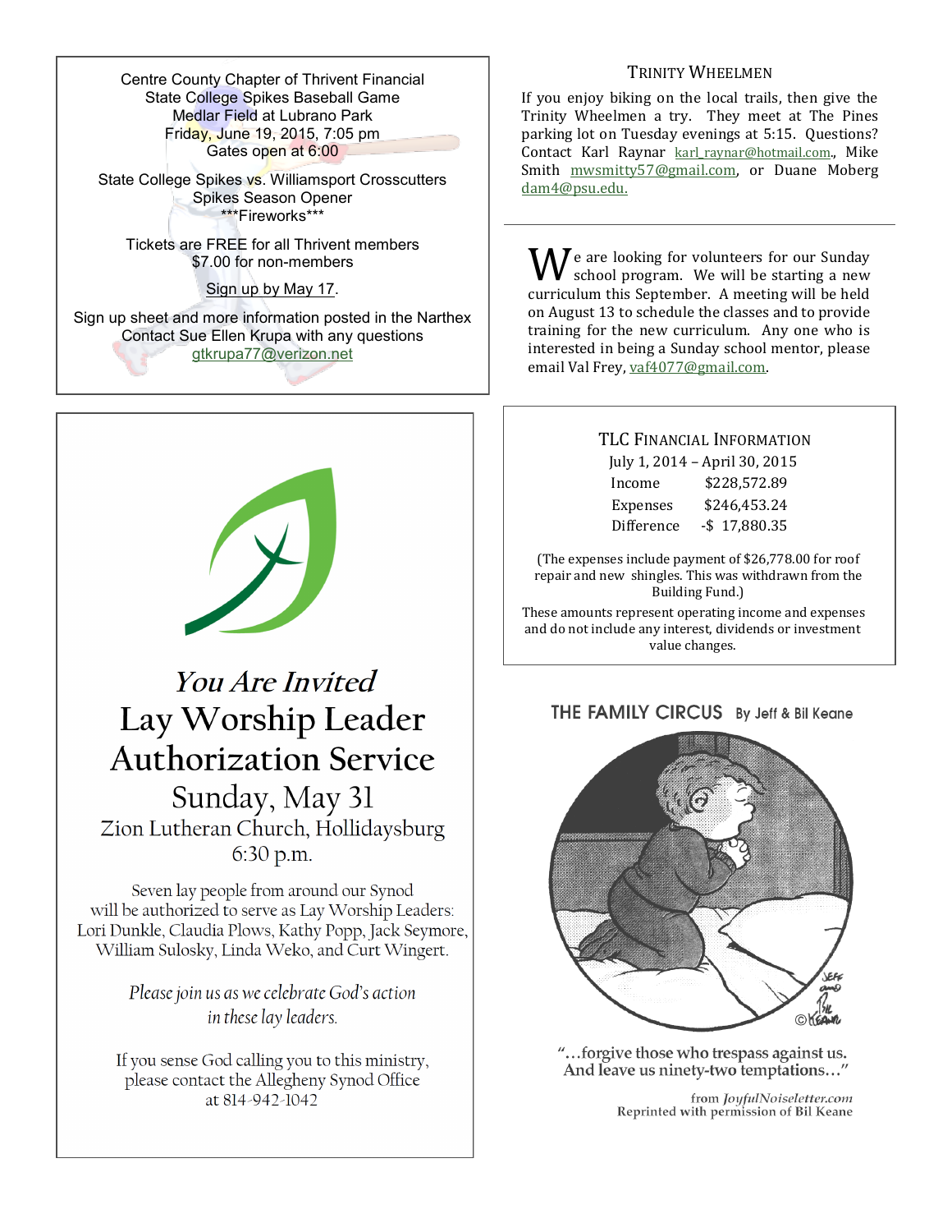Centre County Chapter of Thrivent Financial
State College Spikes Baseball Game
Medlar Field at Lubrano Park
Friday, June 19, 2015, 7:05 pm
Gates open at 6:00

State College Spikes vs. Williamsport Crosscutters
Spikes Season Opener
***Fireworks***

Tickets are FREE for all Thrivent members
$7.00 for non-members

Sign up by May 17.

Sign up sheet and more information posted in the Narthex
Contact Sue Ellen Krupa with any questions
gtkrupa77@verizon.net

## Trinity Wheelmen

If you enjoy biking on the local trails, then give the Trinity Wheelmen a try. They meet at The Pines parking lot on Tuesday evenings at 5:15. Questions? Contact Karl Raynar karl_raynar@hotmail.com., Mike Smith mwsmitty57@gmail.com, or Duane Moberg dam4@psu.edu.

---

We are looking for volunteers for our Sunday school program. We will be starting a new curriculum this September. A meeting will be held on August 13 to schedule the classes and to provide training for the new curriculum. Any one who is interested in being a Sunday school mentor, please email Val Frey, vaf4077@gmail.com.

## TLC Financial Information

July 1, 2014 – April 30, 2015

| | |
|---|---|
| Income | $228,572.89 |
| Expenses | $246,453.24 |
| Difference | -$ 17,880.35 |

(The expenses include payment of $26,778.00 for roof repair and new shingles. This was withdrawn from the Building Fund.)

These amounts represent operating income and expenses and do not include any interest, dividends or investment value changes.

*You Are Invited*

# Lay Worship Leader Authorization Service

## Sunday, May 31

Zion Lutheran Church, Hollidaysburg
6:30 p.m.

Seven lay people from around our Synod will be authorized to serve as Lay Worship Leaders: Lori Dunkle, Claudia Plows, Kathy Popp, Jack Seymore, William Sulosky, Linda Weko, and Curt Wingert.

*Please join us as we celebrate God's action in these lay leaders.*

If you sense God calling you to this ministry, please contact the Allegheny Synod Office at 814-942-1042

THE FAMILY CIRCUS By Jeff & Bil Keane

"…forgive those who trespass against us. And leave us ninety-two temptations…"

from *JoyfulNoiseletter.com*
Reprinted with permission of Bil Keane